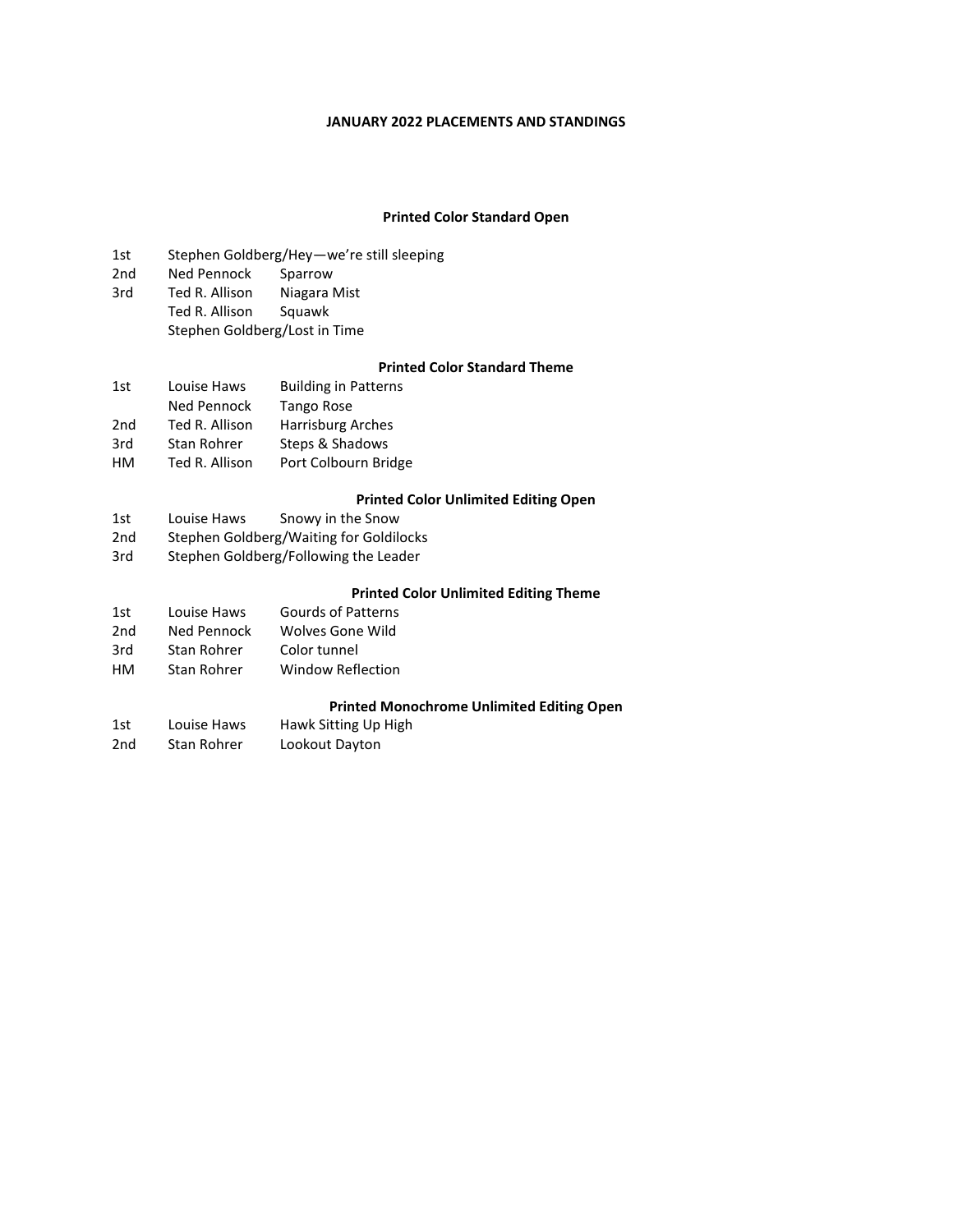# JANUARY 2022 PLACEMENTS AND STANDINGS

## Printed Color Standard Open

| | | |
|---|---|---|
| 1st | Stephen Goldberg/Hey—we're still sleeping | |
| 2nd | Ned Pennock | Sparrow |
| 3rd | Ted R. Allison | Niagara Mist |
| | Ted R. Allison | Squawk |
| | Stephen Goldberg/Lost in Time | |

## Printed Color Standard Theme

| | | |
|---|---|---|
| 1st | Louise Haws | Building in Patterns |
| | Ned Pennock | Tango Rose |
| 2nd | Ted R. Allison | Harrisburg Arches |
| 3rd | Stan Rohrer | Steps & Shadows |
| HM | Ted R. Allison | Port Colbourn Bridge |

## Printed Color Unlimited Editing Open

| | | |
|---|---|---|
| 1st | Louise Haws | Snowy in the Snow |
| 2nd | Stephen Goldberg/Waiting for Goldilocks | |
| 3rd | Stephen Goldberg/Following the Leader | |

## Printed Color Unlimited Editing Theme

| | | |
|---|---|---|
| 1st | Louise Haws | Gourds of Patterns |
| 2nd | Ned Pennock | Wolves Gone Wild |
| 3rd | Stan Rohrer | Color tunnel |
| HM | Stan Rohrer | Window Reflection |

## Printed Monochrome Unlimited Editing Open

| | | |
|---|---|---|
| 1st | Louise Haws | Hawk Sitting Up High |
| 2nd | Stan Rohrer | Lookout Dayton |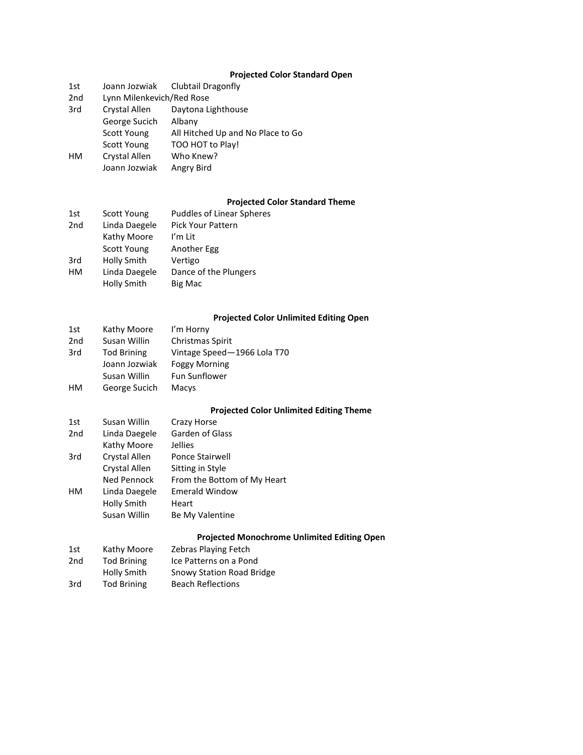### Projected Color Standard Open

| | | |
|---|---|---|
| 1st | Joann Jozwiak | Clubtail Dragonfly |
| 2nd | Lynn Milenkevich/Red Rose | |
| 3rd | Crystal Allen | Daytona Lighthouse |
| | George Sucich | Albany |
| | Scott Young | All Hitched Up and No Place to Go |
| | Scott Young | TOO HOT to Play! |
| HM | Crystal Allen | Who Knew? |
| | Joann Jozwiak | Angry Bird |

### Projected Color Standard Theme

| | | |
|---|---|---|
| 1st | Scott Young | Puddles of Linear Spheres |
| 2nd | Linda Daegele | Pick Your Pattern |
| | Kathy Moore | I'm Lit |
| | Scott Young | Another Egg |
| 3rd | Holly Smith | Vertigo |
| HM | Linda Daegele | Dance of the Plungers |
| | Holly Smith | Big Mac |

### Projected Color Unlimited Editing Open

| | | |
|---|---|---|
| 1st | Kathy Moore | I'm Horny |
| 2nd | Susan Willin | Christmas Spirit |
| 3rd | Tod Brining | Vintage Speed—1966 Lola T70 |
| | Joann Jozwiak | Foggy Morning |
| | Susan Willin | Fun Sunflower |
| HM | George Sucich | Macys |

### Projected Color Unlimited Editing Theme

| | | |
|---|---|---|
| 1st | Susan Willin | Crazy Horse |
| 2nd | Linda Daegele | Garden of Glass |
| | Kathy Moore | Jellies |
| 3rd | Crystal Allen | Ponce Stairwell |
| | Crystal Allen | Sitting in Style |
| | Ned Pennock | From the Bottom of My Heart |
| HM | Linda Daegele | Emerald Window |
| | Holly Smith | Heart |
| | Susan Willin | Be My Valentine |

### Projected Monochrome Unlimited Editing Open

| | | |
|---|---|---|
| 1st | Kathy Moore | Zebras Playing Fetch |
| 2nd | Tod Brining | Ice Patterns on a Pond |
| | Holly Smith | Snowy Station Road Bridge |
| 3rd | Tod Brining | Beach Reflections |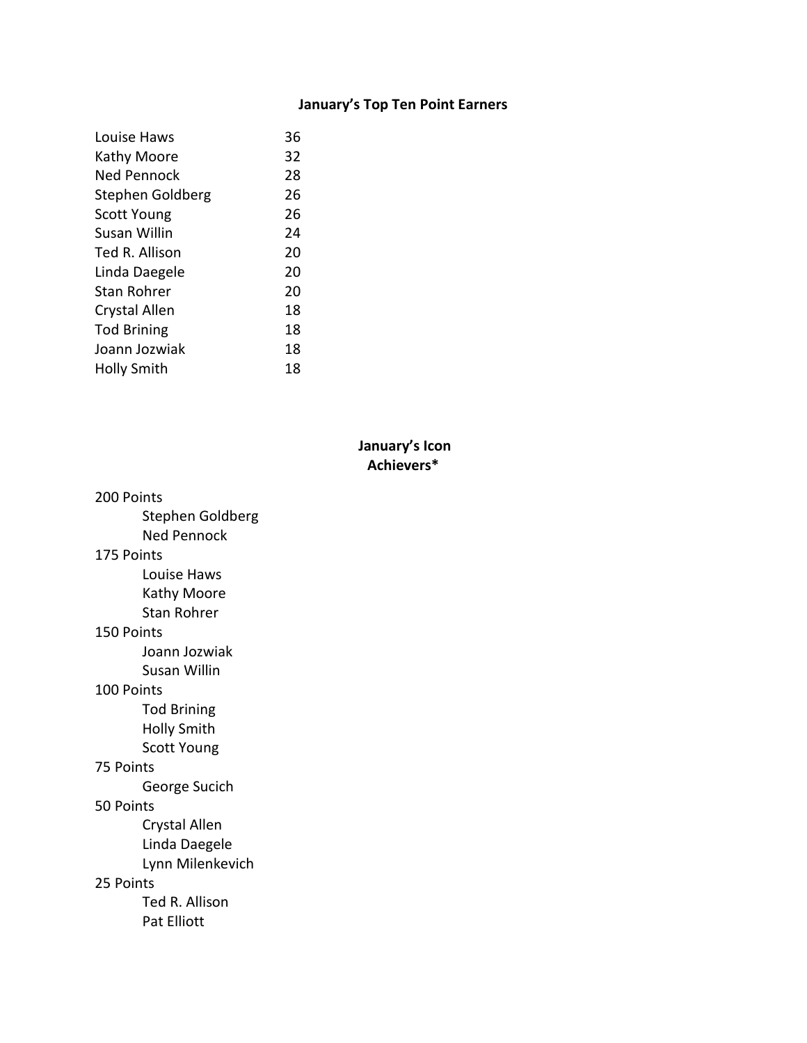**January's Top Ten Point Earners**

| | |
|---|---|
| Louise Haws | 36 |
| Kathy Moore | 32 |
| Ned Pennock | 28 |
| Stephen Goldberg | 26 |
| Scott Young | 26 |
| Susan Willin | 24 |
| Ted R. Allison | 20 |
| Linda Daegele | 20 |
| Stan Rohrer | 20 |
| Crystal Allen | 18 |
| Tod Brining | 18 |
| Joann Jozwiak | 18 |
| Holly Smith | 18 |

**January's Icon Achievers***

200 Points
- Stephen Goldberg
- Ned Pennock

175 Points
- Louise Haws
- Kathy Moore
- Stan Rohrer

150 Points
- Joann Jozwiak
- Susan Willin

100 Points
- Tod Brining
- Holly Smith
- Scott Young

75 Points
- George Sucich

50 Points
- Crystal Allen
- Linda Daegele
- Lynn Milenkevich

25 Points
- Ted R. Allison
- Pat Elliott